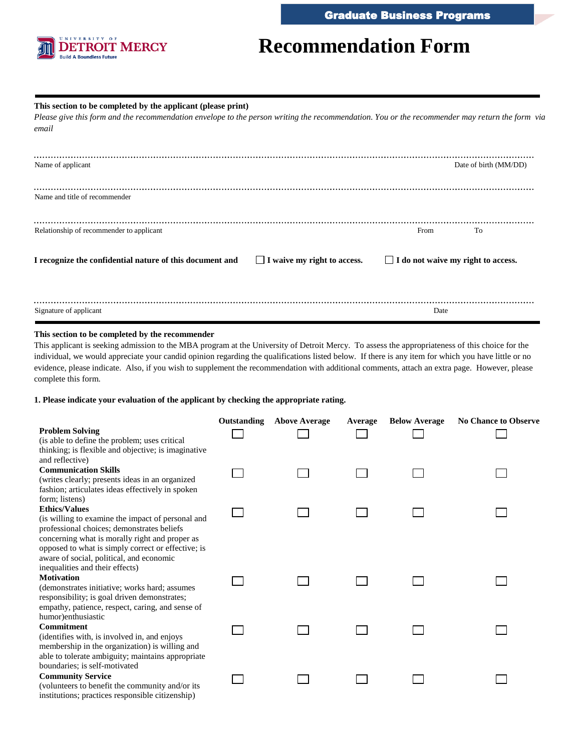Graduate Business Programs

UNIVERSITY OF DETROIT MERCY
Build A Boundless Future

# Recommendation Form

**This section to be completed by the applicant (please print)**

*Please give this form and the recommendation envelope to the person writing the recommendation. You or the recommender may return the form via email*

..........................................................................................................................................................
Name of applicant Date of birth (MM/DD)

..........................................................................................................................................................
Name and title of recommender

..........................................................................................................................................................
Relationship of recommender to applicant From To

**I recognize the confidential nature of this document and** ☐ **I waive my right to access.** ☐ **I do not waive my right to access.**

..........................................................................................................................................................
Signature of applicant Date

**This section to be completed by the recommender**

This applicant is seeking admission to the MBA program at the University of Detroit Mercy. To assess the appropriateness of this choice for the individual, we would appreciate your candid opinion regarding the qualifications listed below. If there is any item for which you have little or no evidence, please indicate. Also, if you wish to supplement the recommendation with additional comments, attach an extra page. However, please complete this form.

**1. Please indicate your evaluation of the applicant by checking the appropriate rating.**

| | Outstanding | Above Average | Average | Below Average | No Chance to Observe |
|---|---|---|---|---|---|
| **Problem Solving** (is able to define the problem; uses critical thinking; is flexible and objective; is imaginative and reflective) | ☐ | ☐ | ☐ | ☐ | ☐ |
| **Communication Skills** (writes clearly; presents ideas in an organized fashion; articulates ideas effectively in spoken form; listens) | ☐ | ☐ | ☐ | ☐ | ☐ |
| **Ethics/Values** (is willing to examine the impact of personal and professional choices; demonstrates beliefs concerning what is morally right and proper as opposed to what is simply correct or effective; is aware of social, political, and economic inequalities and their effects) | ☐ | ☐ | ☐ | ☐ | ☐ |
| **Motivation** (demonstrates initiative; works hard; assumes responsibility; is goal driven demonstrates; empathy, patience, respect, caring, and sense of humor)enthusiastic | ☐ | ☐ | ☐ | ☐ | ☐ |
| **Commitment** (identifies with, is involved in, and enjoys membership in the organization) is willing and able to tolerate ambiguity; maintains appropriate boundaries; is self-motivated | ☐ | ☐ | ☐ | ☐ | ☐ |
| **Community Service** (volunteers to benefit the community and/or its institutions; practices responsible citizenship) | ☐ | ☐ | ☐ | ☐ | ☐ |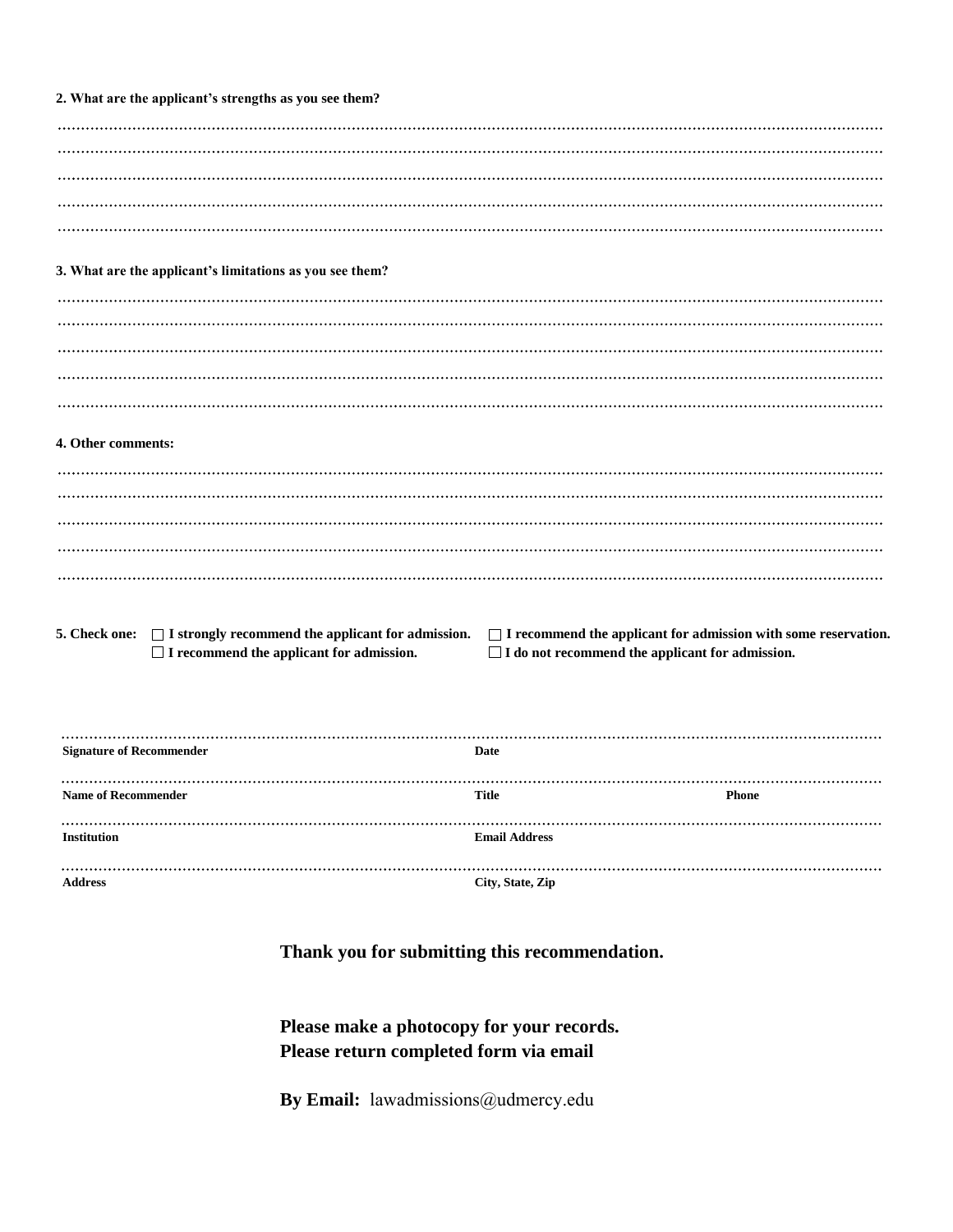**2. What are the applicant's strengths as you see them?**

…………………………………………………………………………………………………………………………………………

…………………………………………………………………………………………………………………………………………

…………………………………………………………………………………………………………………………………………

…………………………………………………………………………………………………………………………………………

…………………………………………………………………………………………………………………………………………

**3. What are the applicant's limitations as you see them?**

…………………………………………………………………………………………………………………………………………

…………………………………………………………………………………………………………………………………………

…………………………………………………………………………………………………………………………………………

…………………………………………………………………………………………………………………………………………

…………………………………………………………………………………………………………………………………………

**4. Other comments:**

…………………………………………………………………………………………………………………………………………

…………………………………………………………………………………………………………………………………………

…………………………………………………………………………………………………………………………………………

…………………………………………………………………………………………………………………………………………

…………………………………………………………………………………………………………………………………………

**5. Check one:**

- ☐ **I strongly recommend the applicant for admission.**
- ☐ **I recommend the applicant for admission with some reservation.**
- ☐ **I recommend the applicant for admission.**
- ☐ **I do not recommend the applicant for admission.**

…………………………………………………………………………………………………………………………………………

**Signature of Recommender** **Date**

…………………………………………………………………………………………………………………………………………

**Name of Recommender** **Title** **Phone**

…………………………………………………………………………………………………………………………………………

**Institution** **Email Address**

…………………………………………………………………………………………………………………………………………

**Address** **City, State, Zip**

**Thank you for submitting this recommendation.**

**Please make a photocopy for your records.**
**Please return completed form via email**

**By Email:** lawadmissions@udmercy.edu